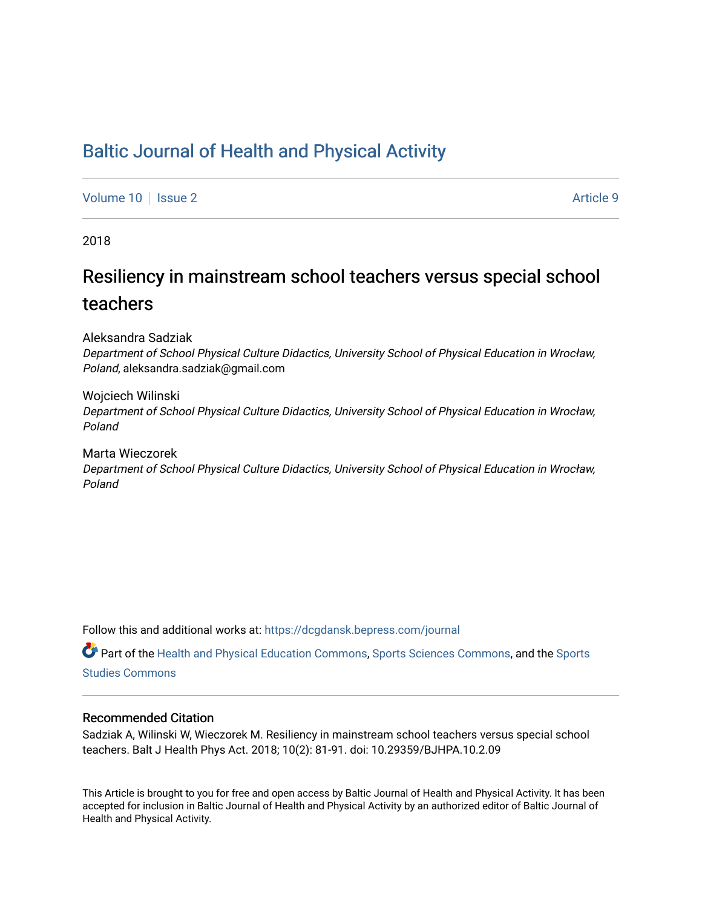# Baltic Journal of Health and Physical Activity

Volume 10 | Issue 2 Article 9

2018

## Resiliency in mainstream school teachers versus special school teachers

Aleksandra Sadziak
*Department of School Physical Culture Didactics, University School of Physical Education in Wrocław, Poland*, aleksandra.sadziak@gmail.com

Wojciech Wilinski
*Department of School Physical Culture Didactics, University School of Physical Education in Wrocław, Poland*

Marta Wieczorek
*Department of School Physical Culture Didactics, University School of Physical Education in Wrocław, Poland*

Follow this and additional works at: https://dcgdansk.bepress.com/journal

Part of the Health and Physical Education Commons, Sports Sciences Commons, and the Sports Studies Commons

### Recommended Citation

Sadziak A, Wilinski W, Wieczorek M. Resiliency in mainstream school teachers versus special school teachers. Balt J Health Phys Act. 2018; 10(2): 81-91. doi: 10.29359/BJHPA.10.2.09

This Article is brought to you for free and open access by Baltic Journal of Health and Physical Activity. It has been accepted for inclusion in Baltic Journal of Health and Physical Activity by an authorized editor of Baltic Journal of Health and Physical Activity.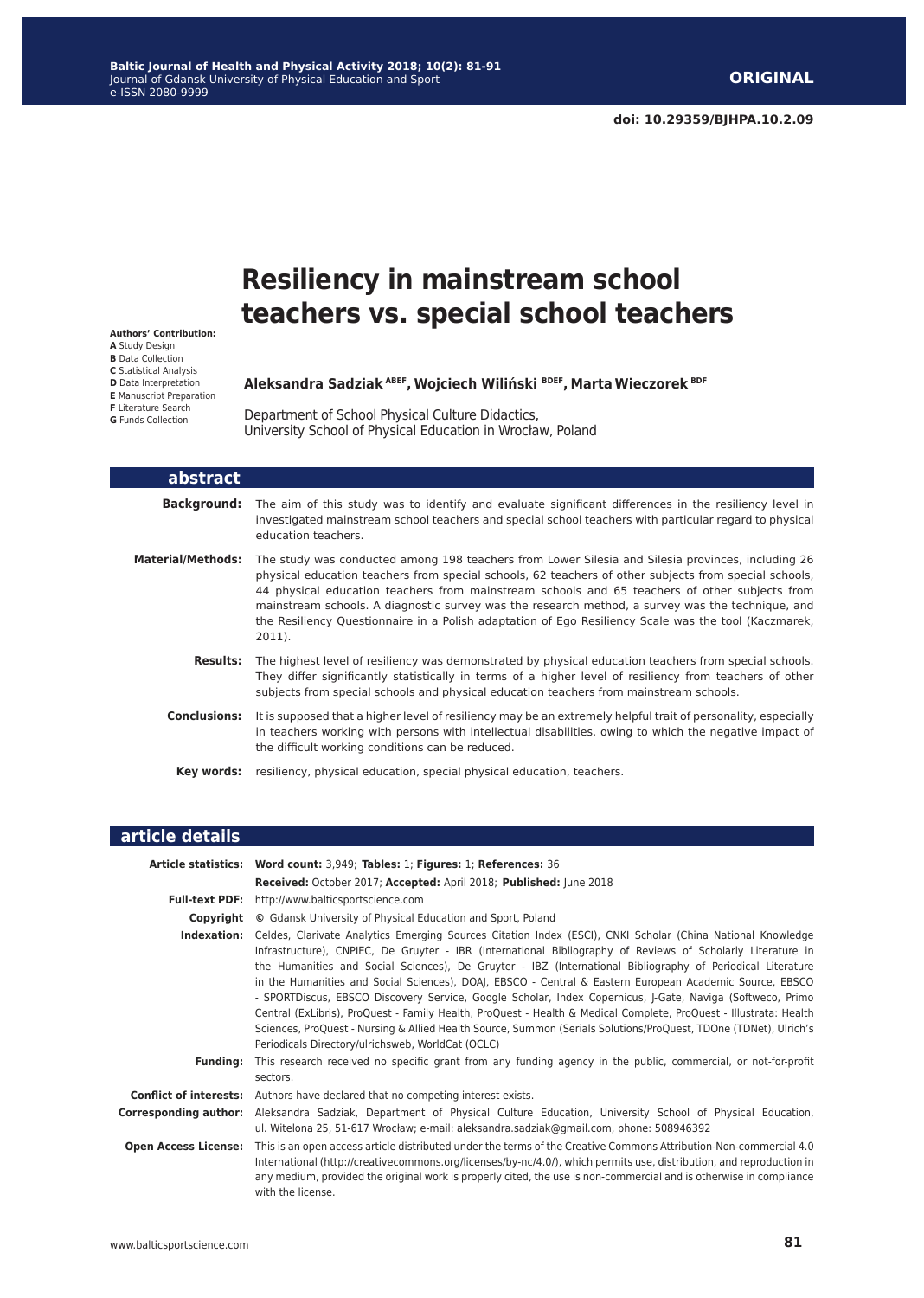ORIGINAL

doi: 10.29359/BJHPA.10.2.09

# Resiliency in mainstream school teachers vs. special school teachers

**Authors' Contribution:**
**A** Study Design
**B** Data Collection
**C** Statistical Analysis
**D** Data Interpretation
**E** Manuscript Preparation
**F** Literature Search
**G** Funds Collection

**Aleksandra Sadziak** [ABEF], **Wojciech Wiliński** [BDEF], **Marta Wieczorek** [BDF]

Department of School Physical Culture Didactics,
University School of Physical Education in Wrocław, Poland

## abstract

**Background:** The aim of this study was to identify and evaluate significant differences in the resiliency level in investigated mainstream school teachers and special school teachers with particular regard to physical education teachers.

**Material/Methods:** The study was conducted among 198 teachers from Lower Silesia and Silesia provinces, including 26 physical education teachers from special schools, 62 teachers of other subjects from special schools, 44 physical education teachers from mainstream schools and 65 teachers of other subjects from mainstream schools. A diagnostic survey was the research method, a survey was the technique, and the Resiliency Questionnaire in a Polish adaptation of Ego Resiliency Scale was the tool (Kaczmarek, 2011).

**Results:** The highest level of resiliency was demonstrated by physical education teachers from special schools. They differ significantly statistically in terms of a higher level of resiliency from teachers of other subjects from special schools and physical education teachers from mainstream schools.

**Conclusions:** It is supposed that a higher level of resiliency may be an extremely helpful trait of personality, especially in teachers working with persons with intellectual disabilities, owing to which the negative impact of the difficult working conditions can be reduced.

**Key words:** resiliency, physical education, special physical education, teachers.

## article details

**Article statistics:** **Word count:** 3,949; **Tables:** 1; **Figures:** 1; **References:** 36
**Received:** October 2017; **Accepted:** April 2018; **Published:** June 2018

**Full-text PDF:** http://www.balticsportscience.com

**Copyright** © Gdansk University of Physical Education and Sport, Poland

**Indexation:** Celdes, Clarivate Analytics Emerging Sources Citation Index (ESCI), CNKI Scholar (China National Knowledge Infrastructure), CNPIEC, De Gruyter - IBR (International Bibliography of Reviews of Scholarly Literature in the Humanities and Social Sciences), De Gruyter - IBZ (International Bibliography of Periodical Literature in the Humanities and Social Sciences), DOAJ, EBSCO - Central & Eastern European Academic Source, EBSCO - SPORTDiscus, EBSCO Discovery Service, Google Scholar, Index Copernicus, J-Gate, Naviga (Softweco, Primo Central (ExLibris), ProQuest - Family Health, ProQuest - Health & Medical Complete, ProQuest - Illustrata: Health Sciences, ProQuest - Nursing & Allied Health Source, Summon (Serials Solutions/ProQuest, TDOne (TDNet), Ulrich's Periodicals Directory/ulrichsweb, WorldCat (OCLC)

**Funding:** This research received no specific grant from any funding agency in the public, commercial, or not-for-profit sectors.

**Conflict of interests:** Authors have declared that no competing interest exists.

**Corresponding author:** Aleksandra Sadziak, Department of Physical Culture Education, University School of Physical Education, ul. Witelona 25, 51-617 Wrocław; e-mail: aleksandra.sadziak@gmail.com, phone: 508946392

**Open Access License:** This is an open access article distributed under the terms of the Creative Commons Attribution-Non-commercial 4.0 International (http://creativecommons.org/licenses/by-nc/4.0/), which permits use, distribution, and reproduction in any medium, provided the original work is properly cited, the use is non-commercial and is otherwise in compliance with the license.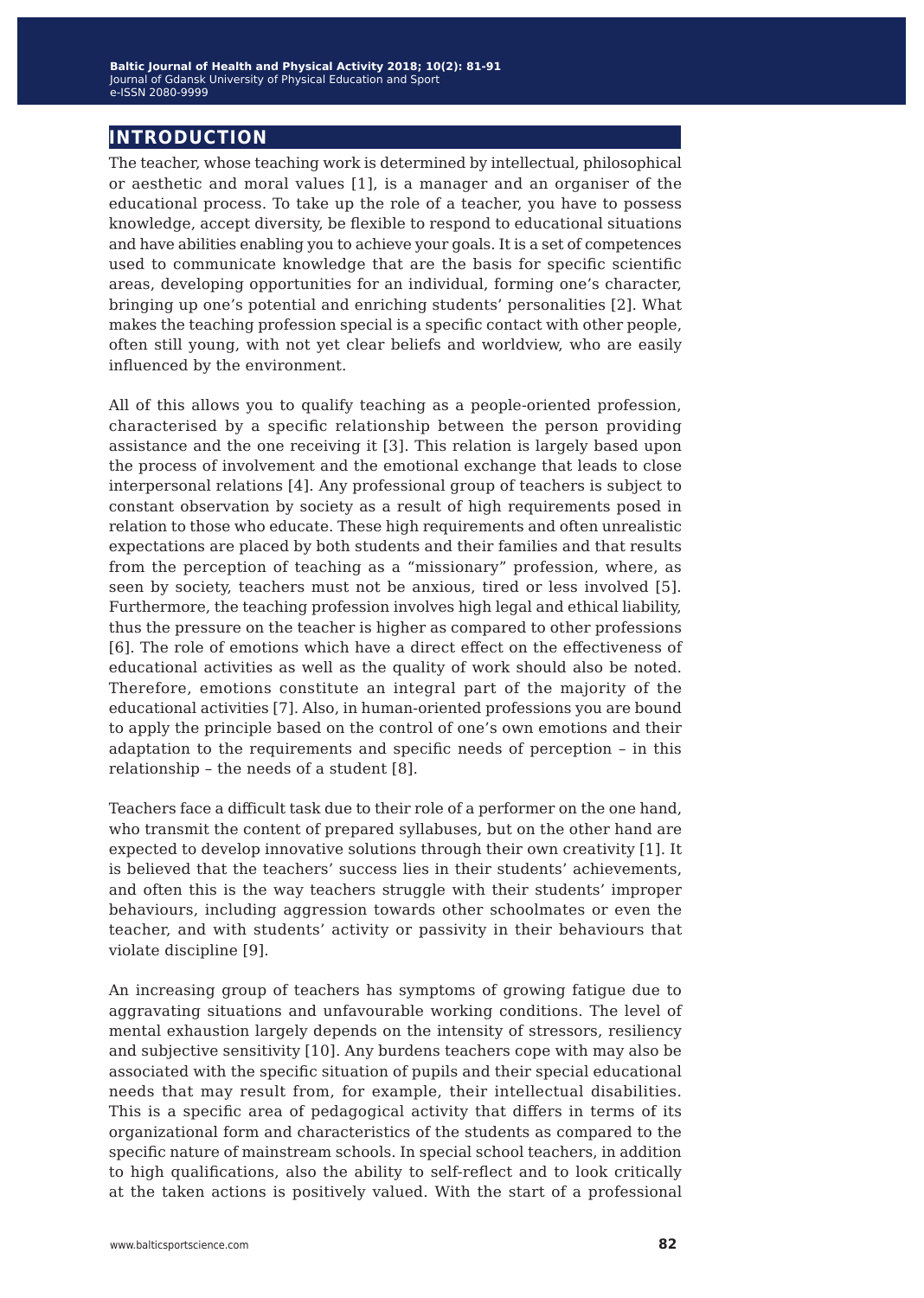## INTRODUCTION

The teacher, whose teaching work is determined by intellectual, philosophical or aesthetic and moral values [1], is a manager and an organiser of the educational process. To take up the role of a teacher, you have to possess knowledge, accept diversity, be flexible to respond to educational situations and have abilities enabling you to achieve your goals. It is a set of competences used to communicate knowledge that are the basis for specific scientific areas, developing opportunities for an individual, forming one's character, bringing up one's potential and enriching students' personalities [2]. What makes the teaching profession special is a specific contact with other people, often still young, with not yet clear beliefs and worldview, who are easily influenced by the environment.

All of this allows you to qualify teaching as a people-oriented profession, characterised by a specific relationship between the person providing assistance and the one receiving it [3]. This relation is largely based upon the process of involvement and the emotional exchange that leads to close interpersonal relations [4]. Any professional group of teachers is subject to constant observation by society as a result of high requirements posed in relation to those who educate. These high requirements and often unrealistic expectations are placed by both students and their families and that results from the perception of teaching as a "missionary" profession, where, as seen by society, teachers must not be anxious, tired or less involved [5]. Furthermore, the teaching profession involves high legal and ethical liability, thus the pressure on the teacher is higher as compared to other professions [6]. The role of emotions which have a direct effect on the effectiveness of educational activities as well as the quality of work should also be noted. Therefore, emotions constitute an integral part of the majority of the educational activities [7]. Also, in human-oriented professions you are bound to apply the principle based on the control of one's own emotions and their adaptation to the requirements and specific needs of perception – in this relationship – the needs of a student [8].

Teachers face a difficult task due to their role of a performer on the one hand, who transmit the content of prepared syllabuses, but on the other hand are expected to develop innovative solutions through their own creativity [1]. It is believed that the teachers' success lies in their students' achievements, and often this is the way teachers struggle with their students' improper behaviours, including aggression towards other schoolmates or even the teacher, and with students' activity or passivity in their behaviours that violate discipline [9].

An increasing group of teachers has symptoms of growing fatigue due to aggravating situations and unfavourable working conditions. The level of mental exhaustion largely depends on the intensity of stressors, resiliency and subjective sensitivity [10]. Any burdens teachers cope with may also be associated with the specific situation of pupils and their special educational needs that may result from, for example, their intellectual disabilities. This is a specific area of pedagogical activity that differs in terms of its organizational form and characteristics of the students as compared to the specific nature of mainstream schools. In special school teachers, in addition to high qualifications, also the ability to self-reflect and to look critically at the taken actions is positively valued. With the start of a professional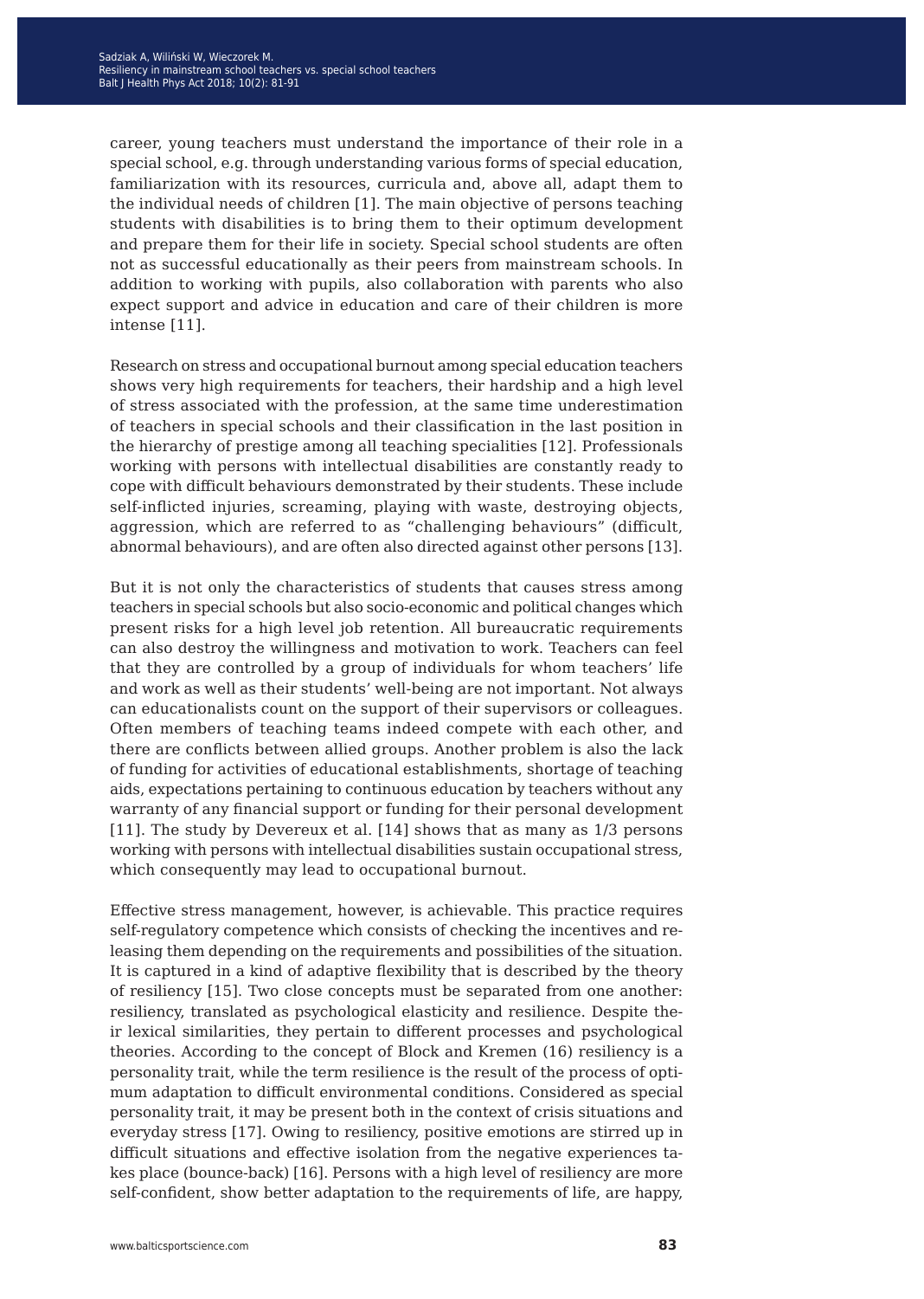career, young teachers must understand the importance of their role in a special school, e.g. through understanding various forms of special education, familiarization with its resources, curricula and, above all, adapt them to the individual needs of children [1]. The main objective of persons teaching students with disabilities is to bring them to their optimum development and prepare them for their life in society. Special school students are often not as successful educationally as their peers from mainstream schools. In addition to working with pupils, also collaboration with parents who also expect support and advice in education and care of their children is more intense [11].

Research on stress and occupational burnout among special education teachers shows very high requirements for teachers, their hardship and a high level of stress associated with the profession, at the same time underestimation of teachers in special schools and their classification in the last position in the hierarchy of prestige among all teaching specialities [12]. Professionals working with persons with intellectual disabilities are constantly ready to cope with difficult behaviours demonstrated by their students. These include self-inflicted injuries, screaming, playing with waste, destroying objects, aggression, which are referred to as "challenging behaviours" (difficult, abnormal behaviours), and are often also directed against other persons [13].

But it is not only the characteristics of students that causes stress among teachers in special schools but also socio-economic and political changes which present risks for a high level job retention. All bureaucratic requirements can also destroy the willingness and motivation to work. Teachers can feel that they are controlled by a group of individuals for whom teachers' life and work as well as their students' well-being are not important. Not always can educationalists count on the support of their supervisors or colleagues. Often members of teaching teams indeed compete with each other, and there are conflicts between allied groups. Another problem is also the lack of funding for activities of educational establishments, shortage of teaching aids, expectations pertaining to continuous education by teachers without any warranty of any financial support or funding for their personal development [11]. The study by Devereux et al. [14] shows that as many as 1/3 persons working with persons with intellectual disabilities sustain occupational stress, which consequently may lead to occupational burnout.

Effective stress management, however, is achievable. This practice requires self-regulatory competence which consists of checking the incentives and releasing them depending on the requirements and possibilities of the situation. It is captured in a kind of adaptive flexibility that is described by the theory of resiliency [15]. Two close concepts must be separated from one another: resiliency, translated as psychological elasticity and resilience. Despite their lexical similarities, they pertain to different processes and psychological theories. According to the concept of Block and Kremen (16) resiliency is a personality trait, while the term resilience is the result of the process of optimum adaptation to difficult environmental conditions. Considered as special personality trait, it may be present both in the context of crisis situations and everyday stress [17]. Owing to resiliency, positive emotions are stirred up in difficult situations and effective isolation from the negative experiences takes place (bounce-back) [16]. Persons with a high level of resiliency are more self-confident, show better adaptation to the requirements of life, are happy,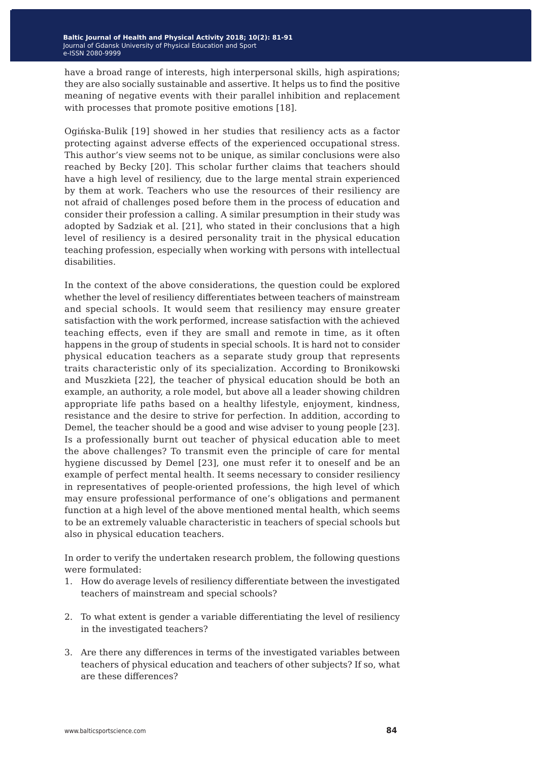have a broad range of interests, high interpersonal skills, high aspirations; they are also socially sustainable and assertive. It helps us to find the positive meaning of negative events with their parallel inhibition and replacement with processes that promote positive emotions [18].

Ogińska-Bulik [19] showed in her studies that resiliency acts as a factor protecting against adverse effects of the experienced occupational stress. This author's view seems not to be unique, as similar conclusions were also reached by Becky [20]. This scholar further claims that teachers should have a high level of resiliency, due to the large mental strain experienced by them at work. Teachers who use the resources of their resiliency are not afraid of challenges posed before them in the process of education and consider their profession a calling. A similar presumption in their study was adopted by Sadziak et al. [21], who stated in their conclusions that a high level of resiliency is a desired personality trait in the physical education teaching profession, especially when working with persons with intellectual disabilities.

In the context of the above considerations, the question could be explored whether the level of resiliency differentiates between teachers of mainstream and special schools. It would seem that resiliency may ensure greater satisfaction with the work performed, increase satisfaction with the achieved teaching effects, even if they are small and remote in time, as it often happens in the group of students in special schools. It is hard not to consider physical education teachers as a separate study group that represents traits characteristic only of its specialization. According to Bronikowski and Muszkieta [22], the teacher of physical education should be both an example, an authority, a role model, but above all a leader showing children appropriate life paths based on a healthy lifestyle, enjoyment, kindness, resistance and the desire to strive for perfection. In addition, according to Demel, the teacher should be a good and wise adviser to young people [23]. Is a professionally burnt out teacher of physical education able to meet the above challenges? To transmit even the principle of care for mental hygiene discussed by Demel [23], one must refer it to oneself and be an example of perfect mental health. It seems necessary to consider resiliency in representatives of people-oriented professions, the high level of which may ensure professional performance of one's obligations and permanent function at a high level of the above mentioned mental health, which seems to be an extremely valuable characteristic in teachers of special schools but also in physical education teachers.

In order to verify the undertaken research problem, the following questions were formulated:

1. How do average levels of resiliency differentiate between the investigated teachers of mainstream and special schools?

2. To what extent is gender a variable differentiating the level of resiliency in the investigated teachers?

3. Are there any differences in terms of the investigated variables between teachers of physical education and teachers of other subjects? If so, what are these differences?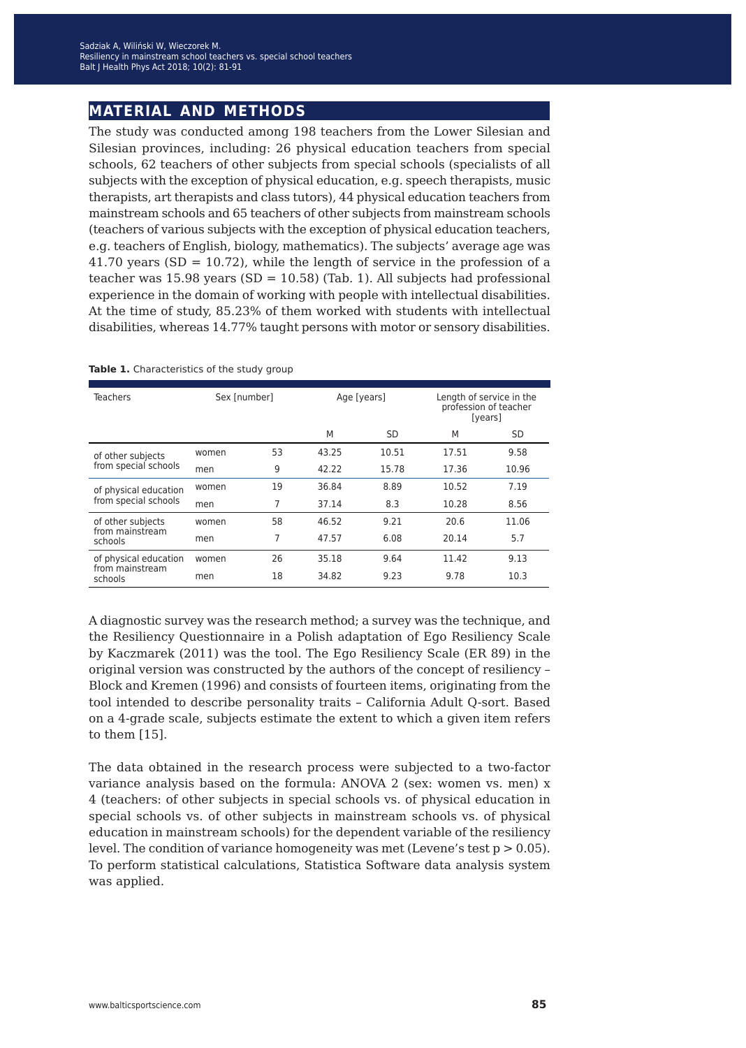## MATERIAL AND METHODS

The study was conducted among 198 teachers from the Lower Silesian and Silesian provinces, including: 26 physical education teachers from special schools, 62 teachers of other subjects from special schools (specialists of all subjects with the exception of physical education, e.g. speech therapists, music therapists, art therapists and class tutors), 44 physical education teachers from mainstream schools and 65 teachers of other subjects from mainstream schools (teachers of various subjects with the exception of physical education teachers, e.g. teachers of English, biology, mathematics). The subjects' average age was 41.70 years (SD = 10.72), while the length of service in the profession of a teacher was 15.98 years (SD = 10.58) (Tab. 1). All subjects had professional experience in the domain of working with people with intellectual disabilities. At the time of study, 85.23% of them worked with students with intellectual disabilities, whereas 14.77% taught persons with motor or sensory disabilities.

**Table 1.** Characteristics of the study group

| Teachers | Sex [number] | | Age [years] | | Length of service in the profession of teacher [years] | |
|---|---|---|---|---|---|---|
| | | | M | SD | M | SD |
| of other subjects from special schools | women | 53 | 43.25 | 10.51 | 17.51 | 9.58 |
| | men | 9 | 42.22 | 15.78 | 17.36 | 10.96 |
| of physical education from special schools | women | 19 | 36.84 | 8.89 | 10.52 | 7.19 |
| | men | 7 | 37.14 | 8.3 | 10.28 | 8.56 |
| of other subjects from mainstream schools | women | 58 | 46.52 | 9.21 | 20.6 | 11.06 |
| | men | 7 | 47.57 | 6.08 | 20.14 | 5.7 |
| of physical education from mainstream schools | women | 26 | 35.18 | 9.64 | 11.42 | 9.13 |
| | men | 18 | 34.82 | 9.23 | 9.78 | 10.3 |

A diagnostic survey was the research method; a survey was the technique, and the Resiliency Questionnaire in a Polish adaptation of Ego Resiliency Scale by Kaczmarek (2011) was the tool. The Ego Resiliency Scale (ER 89) in the original version was constructed by the authors of the concept of resiliency – Block and Kremen (1996) and consists of fourteen items, originating from the tool intended to describe personality traits – California Adult Q-sort. Based on a 4-grade scale, subjects estimate the extent to which a given item refers to them [15].

The data obtained in the research process were subjected to a two-factor variance analysis based on the formula: ANOVA 2 (sex: women vs. men) x 4 (teachers: of other subjects in special schools vs. of physical education in special schools vs. of other subjects in mainstream schools vs. of physical education in mainstream schools) for the dependent variable of the resiliency level. The condition of variance homogeneity was met (Levene's test $p > 0.05$). To perform statistical calculations, Statistica Software data analysis system was applied.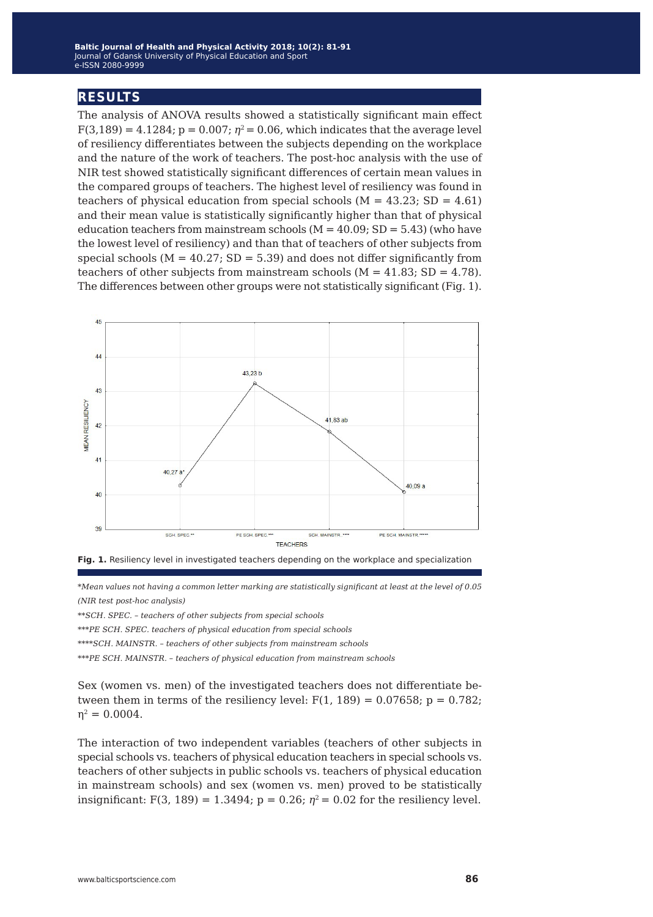## RESULTS

The analysis of ANOVA results showed a statistically significant main effect $F(3,189) = 4.1284$; $p = 0.007$; $\eta^2 = 0.06$, which indicates that the average level of resiliency differentiates between the subjects depending on the workplace and the nature of the work of teachers. The post-hoc analysis with the use of NIR test showed statistically significant differences of certain mean values in the compared groups of teachers. The highest level of resiliency was found in teachers of physical education from special schools (M = 43.23; SD = 4.61) and their mean value is statistically significantly higher than that of physical education teachers from mainstream schools (M = 40.09; SD = 5.43) (who have the lowest level of resiliency) and than that of teachers of other subjects from special schools (M = 40.27; SD = 5.39) and does not differ significantly from teachers of other subjects from mainstream schools (M = 41.83; SD = 4.78). The differences between other groups were not statistically significant (Fig. 1).

**Fig. 1.** Resiliency level in investigated teachers depending on the workplace and specialization

*\*Mean values not having a common letter marking are statistically significant at least at the level of 0.05 (NIR test post-hoc analysis)*

*\*\*SCH. SPEC. – teachers of other subjects from special schools*

*\*\*\*PE SCH. SPEC. teachers of physical education from special schools*

*\*\*\*\*SCH. MAINSTR. – teachers of other subjects from mainstream schools*

*\*\*\*PE SCH. MAINSTR. – teachers of physical education from mainstream schools*

Sex (women vs. men) of the investigated teachers does not differentiate between them in terms of the resiliency level: $F(1, 189) = 0.07658$; $p = 0.782$; $\eta^2 = 0.0004$.

The interaction of two independent variables (teachers of other subjects in special schools vs. teachers of physical education teachers in special schools vs. teachers of other subjects in public schools vs. teachers of physical education in mainstream schools) and sex (women vs. men) proved to be statistically insignificant: $F(3, 189) = 1.3494$; $p = 0.26$; $\eta^2 = 0.02$ for the resiliency level.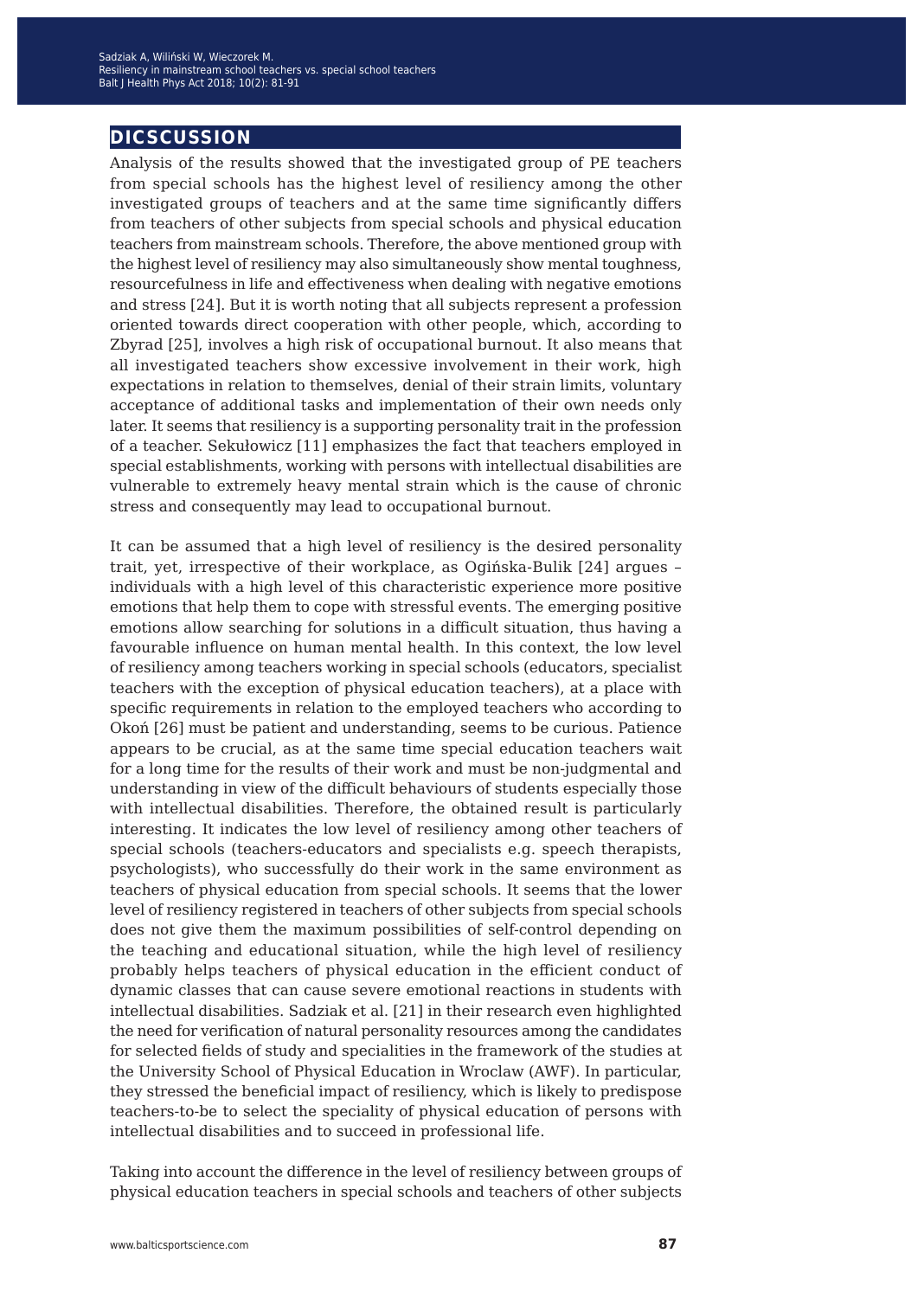## DICSCUSSION

Analysis of the results showed that the investigated group of PE teachers from special schools has the highest level of resiliency among the other investigated groups of teachers and at the same time significantly differs from teachers of other subjects from special schools and physical education teachers from mainstream schools. Therefore, the above mentioned group with the highest level of resiliency may also simultaneously show mental toughness, resourcefulness in life and effectiveness when dealing with negative emotions and stress [24]. But it is worth noting that all subjects represent a profession oriented towards direct cooperation with other people, which, according to Zbyrad [25], involves a high risk of occupational burnout. It also means that all investigated teachers show excessive involvement in their work, high expectations in relation to themselves, denial of their strain limits, voluntary acceptance of additional tasks and implementation of their own needs only later. It seems that resiliency is a supporting personality trait in the profession of a teacher. Sekułowicz [11] emphasizes the fact that teachers employed in special establishments, working with persons with intellectual disabilities are vulnerable to extremely heavy mental strain which is the cause of chronic stress and consequently may lead to occupational burnout.

It can be assumed that a high level of resiliency is the desired personality trait, yet, irrespective of their workplace, as Ogińska-Bulik [24] argues – individuals with a high level of this characteristic experience more positive emotions that help them to cope with stressful events. The emerging positive emotions allow searching for solutions in a difficult situation, thus having a favourable influence on human mental health. In this context, the low level of resiliency among teachers working in special schools (educators, specialist teachers with the exception of physical education teachers), at a place with specific requirements in relation to the employed teachers who according to Okoń [26] must be patient and understanding, seems to be curious. Patience appears to be crucial, as at the same time special education teachers wait for a long time for the results of their work and must be non-judgmental and understanding in view of the difficult behaviours of students especially those with intellectual disabilities. Therefore, the obtained result is particularly interesting. It indicates the low level of resiliency among other teachers of special schools (teachers-educators and specialists e.g. speech therapists, psychologists), who successfully do their work in the same environment as teachers of physical education from special schools. It seems that the lower level of resiliency registered in teachers of other subjects from special schools does not give them the maximum possibilities of self-control depending on the teaching and educational situation, while the high level of resiliency probably helps teachers of physical education in the efficient conduct of dynamic classes that can cause severe emotional reactions in students with intellectual disabilities. Sadziak et al. [21] in their research even highlighted the need for verification of natural personality resources among the candidates for selected fields of study and specialities in the framework of the studies at the University School of Physical Education in Wroclaw (AWF). In particular, they stressed the beneficial impact of resiliency, which is likely to predispose teachers-to-be to select the speciality of physical education of persons with intellectual disabilities and to succeed in professional life.

Taking into account the difference in the level of resiliency between groups of physical education teachers in special schools and teachers of other subjects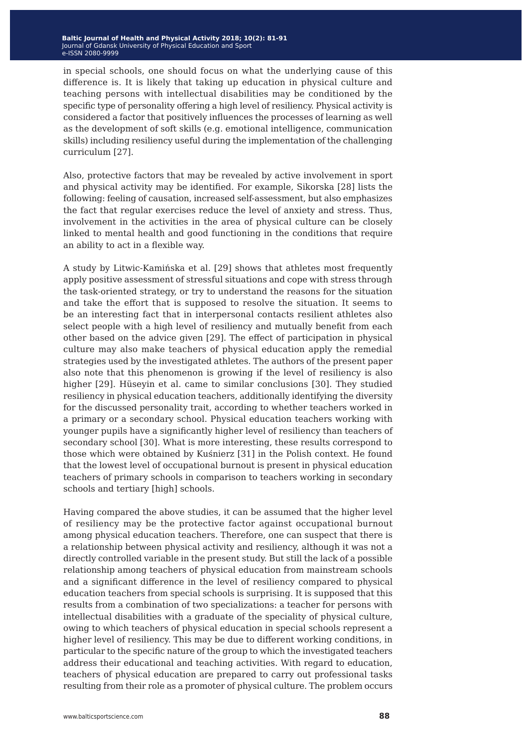in special schools, one should focus on what the underlying cause of this difference is. It is likely that taking up education in physical culture and teaching persons with intellectual disabilities may be conditioned by the specific type of personality offering a high level of resiliency. Physical activity is considered a factor that positively influences the processes of learning as well as the development of soft skills (e.g. emotional intelligence, communication skills) including resiliency useful during the implementation of the challenging curriculum [27].

Also, protective factors that may be revealed by active involvement in sport and physical activity may be identified. For example, Sikorska [28] lists the following: feeling of causation, increased self-assessment, but also emphasizes the fact that regular exercises reduce the level of anxiety and stress. Thus, involvement in the activities in the area of physical culture can be closely linked to mental health and good functioning in the conditions that require an ability to act in a flexible way.

A study by Litwic-Kamińska et al. [29] shows that athletes most frequently apply positive assessment of stressful situations and cope with stress through the task-oriented strategy, or try to understand the reasons for the situation and take the effort that is supposed to resolve the situation. It seems to be an interesting fact that in interpersonal contacts resilient athletes also select people with a high level of resiliency and mutually benefit from each other based on the advice given [29]. The effect of participation in physical culture may also make teachers of physical education apply the remedial strategies used by the investigated athletes. The authors of the present paper also note that this phenomenon is growing if the level of resiliency is also higher [29]. Hüseyin et al. came to similar conclusions [30]. They studied resiliency in physical education teachers, additionally identifying the diversity for the discussed personality trait, according to whether teachers worked in a primary or a secondary school. Physical education teachers working with younger pupils have a significantly higher level of resiliency than teachers of secondary school [30]. What is more interesting, these results correspond to those which were obtained by Kuśnierz [31] in the Polish context. He found that the lowest level of occupational burnout is present in physical education teachers of primary schools in comparison to teachers working in secondary schools and tertiary [high] schools.

Having compared the above studies, it can be assumed that the higher level of resiliency may be the protective factor against occupational burnout among physical education teachers. Therefore, one can suspect that there is a relationship between physical activity and resiliency, although it was not a directly controlled variable in the present study. But still the lack of a possible relationship among teachers of physical education from mainstream schools and a significant difference in the level of resiliency compared to physical education teachers from special schools is surprising. It is supposed that this results from a combination of two specializations: a teacher for persons with intellectual disabilities with a graduate of the speciality of physical culture, owing to which teachers of physical education in special schools represent a higher level of resiliency. This may be due to different working conditions, in particular to the specific nature of the group to which the investigated teachers address their educational and teaching activities. With regard to education, teachers of physical education are prepared to carry out professional tasks resulting from their role as a promoter of physical culture. The problem occurs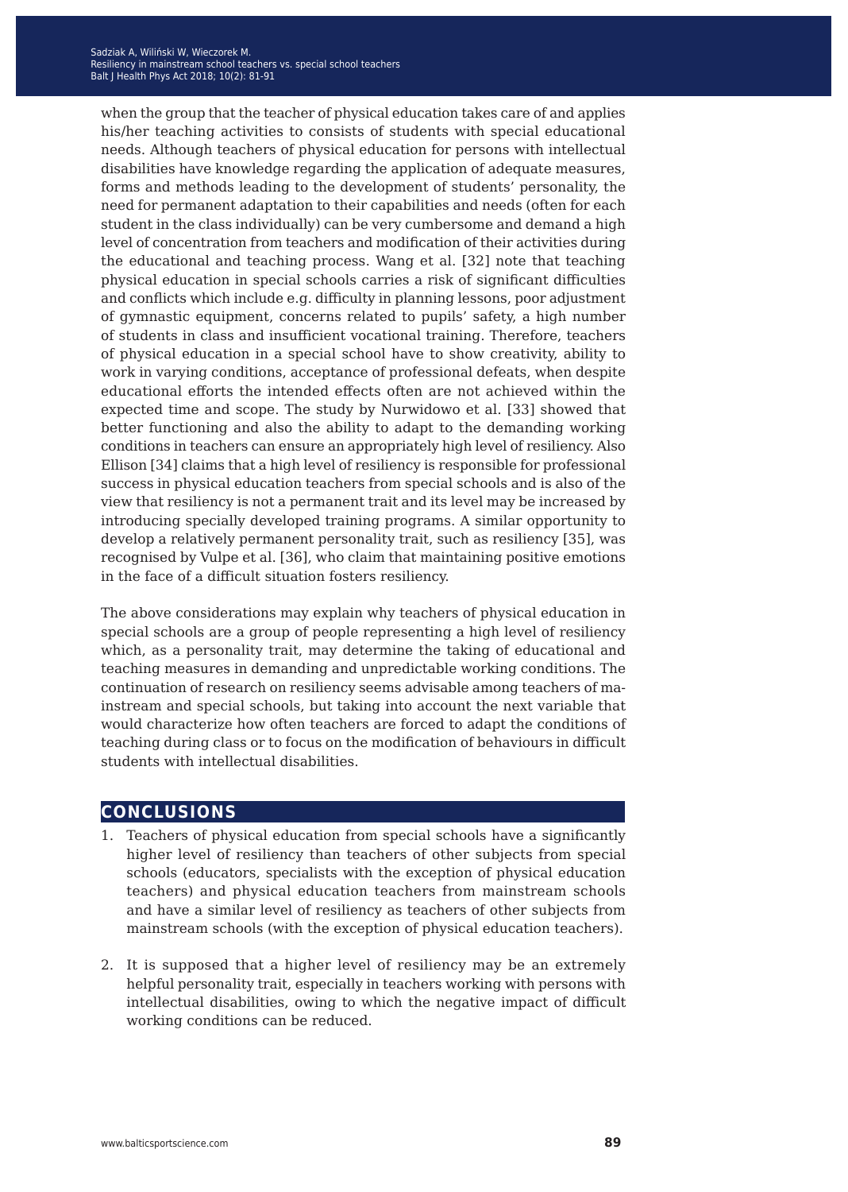when the group that the teacher of physical education takes care of and applies his/her teaching activities to consists of students with special educational needs. Although teachers of physical education for persons with intellectual disabilities have knowledge regarding the application of adequate measures, forms and methods leading to the development of students' personality, the need for permanent adaptation to their capabilities and needs (often for each student in the class individually) can be very cumbersome and demand a high level of concentration from teachers and modification of their activities during the educational and teaching process. Wang et al. [32] note that teaching physical education in special schools carries a risk of significant difficulties and conflicts which include e.g. difficulty in planning lessons, poor adjustment of gymnastic equipment, concerns related to pupils' safety, a high number of students in class and insufficient vocational training. Therefore, teachers of physical education in a special school have to show creativity, ability to work in varying conditions, acceptance of professional defeats, when despite educational efforts the intended effects often are not achieved within the expected time and scope. The study by Nurwidowo et al. [33] showed that better functioning and also the ability to adapt to the demanding working conditions in teachers can ensure an appropriately high level of resiliency. Also Ellison [34] claims that a high level of resiliency is responsible for professional success in physical education teachers from special schools and is also of the view that resiliency is not a permanent trait and its level may be increased by introducing specially developed training programs. A similar opportunity to develop a relatively permanent personality trait, such as resiliency [35], was recognised by Vulpe et al. [36], who claim that maintaining positive emotions in the face of a difficult situation fosters resiliency.

The above considerations may explain why teachers of physical education in special schools are a group of people representing a high level of resiliency which, as a personality trait, may determine the taking of educational and teaching measures in demanding and unpredictable working conditions. The continuation of research on resiliency seems advisable among teachers of mainstream and special schools, but taking into account the next variable that would characterize how often teachers are forced to adapt the conditions of teaching during class or to focus on the modification of behaviours in difficult students with intellectual disabilities.

## CONCLUSIONS

1. Teachers of physical education from special schools have a significantly higher level of resiliency than teachers of other subjects from special schools (educators, specialists with the exception of physical education teachers) and physical education teachers from mainstream schools and have a similar level of resiliency as teachers of other subjects from mainstream schools (with the exception of physical education teachers).

2. It is supposed that a higher level of resiliency may be an extremely helpful personality trait, especially in teachers working with persons with intellectual disabilities, owing to which the negative impact of difficult working conditions can be reduced.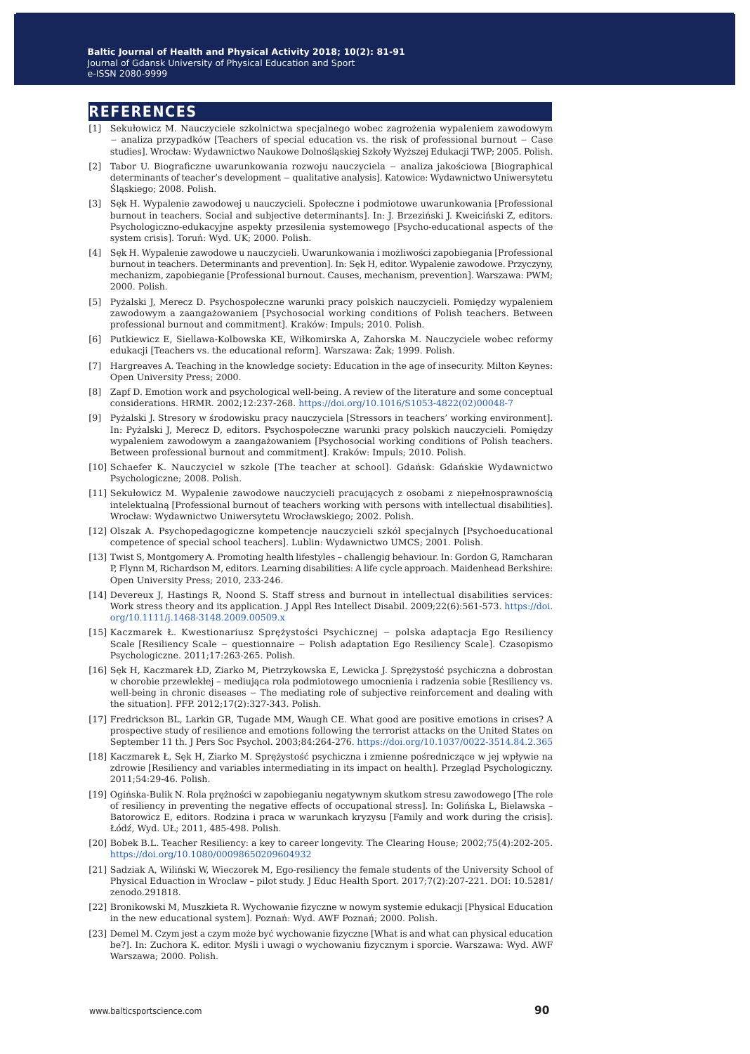## REFERENCES

[1] Sekułowicz M. Nauczyciele szkolnictwa specjalnego wobec zagrożenia wypaleniem zawodowym − analiza przypadków [Teachers of special education vs. the risk of professional burnout − Case studies]. Wrocław: Wydawnictwo Naukowe Dolnośląskiej Szkoły Wyższej Edukacji TWP; 2005. Polish.

[2] Tabor U. Biograficzne uwarunkowania rozwoju nauczyciela − analiza jakościowa [Biographical determinants of teacher's development − qualitative analysis]. Katowice: Wydawnictwo Uniwersytetu Śląskiego; 2008. Polish.

[3] Sęk H. Wypalenie zawodowej u nauczycieli. Społeczne i podmiotowe uwarunkowania [Professional burnout in teachers. Social and subjective determinants]. In: J. Brzeziński J. Kweiciński Z, editors. Psychologiczno-edukacyjne aspekty przesilenia systemowego [Psycho-educational aspects of the system crisis]. Toruń: Wyd. UK; 2000. Polish.

[4] Sęk H. Wypalenie zawodowe u nauczycieli. Uwarunkowania i możliwości zapobiegania [Professional burnout in teachers. Determinants and prevention]. In: Sęk H, editor. Wypalenie zawodowe. Przyczyny, mechanizm, zapobieganie [Professional burnout. Causes, mechanism, prevention]. Warszawa: PWM; 2000. Polish.

[5] Pyżalski J, Merecz D. Psychospołeczne warunki pracy polskich nauczycieli. Pomiędzy wypaleniem zawodowym a zaangażowaniem [Psychosocial working conditions of Polish teachers. Between professional burnout and commitment]. Kraków: Impuls; 2010. Polish.

[6] Putkiewicz E, Siellawa-Kolbowska KE, Wiłkomirska A, Zahorska M. Nauczyciele wobec reformy edukacji [Teachers vs. the educational reform]. Warszawa: Żak; 1999. Polish.

[7] Hargreaves A. Teaching in the knowledge society: Education in the age of insecurity. Milton Keynes: Open University Press; 2000.

[8] Zapf D. Emotion work and psychological well-being. A review of the literature and some conceptual considerations. HRMR. 2002;12:237-268. https://doi.org/10.1016/S1053-4822(02)00048-7

[9] Pyżalski J. Stresory w środowisku pracy nauczyciela [Stressors in teachers' working environment]. In: Pyżalski J, Merecz D, editors. Psychospołeczne warunki pracy polskich nauczycieli. Pomiędzy wypaleniem zawodowym a zaangażowaniem [Psychosocial working conditions of Polish teachers. Between professional burnout and commitment]. Kraków: Impuls; 2010. Polish.

[10] Schaefer K. Nauczyciel w szkole [The teacher at school]. Gdańsk: Gdańskie Wydawnictwo Psychologiczne; 2008. Polish.

[11] Sekułowicz M. Wypalenie zawodowe nauczycieli pracujących z osobami z niepełnosprawnością intelektualną [Professional burnout of teachers working with persons with intellectual disabilities]. Wrocław: Wydawnictwo Uniwersytetu Wrocławskiego; 2002. Polish.

[12] Olszak A. Psychopedagogiczne kompetencje nauczycieli szkół specjalnych [Psychoeducational competence of special school teachers]. Lublin: Wydawnictwo UMCS; 2001. Polish.

[13] Twist S, Montgomery A. Promoting health lifestyles – challengig behaviour. In: Gordon G, Ramcharan P, Flynn M, Richardson M, editors. Learning disabilities: A life cycle approach. Maidenhead Berkshire: Open University Press; 2010, 233-246.

[14] Devereux J, Hastings R, Noond S. Staff stress and burnout in intellectual disabilities services: Work stress theory and its application. J Appl Res Intellect Disabil. 2009;22(6):561-573. https://doi.org/10.1111/j.1468-3148.2009.00509.x

[15] Kaczmarek Ł. Kwestionariusz Sprężystości Psychicznej − polska adaptacja Ego Resiliency Scale [Resiliency Scale − questionnaire − Polish adaptation Ego Resiliency Scale]. Czasopismo Psychologiczne. 2011;17:263-265. Polish.

[16] Sęk H, Kaczmarek ŁD, Ziarko M, Pietrzykowska E, Lewicka J. Sprężystość psychiczna a dobrostan w chorobie przewlekłej – mediująca rola podmiotowego umocnienia i radzenia sobie [Resiliency vs. well-being in chronic diseases − The mediating role of subjective reinforcement and dealing with the situation]. PFP. 2012;17(2):327-343. Polish.

[17] Fredrickson BL, Larkin GR, Tugade MM, Waugh CE. What good are positive emotions in crises? A prospective study of resilience and emotions following the terrorist attacks on the United States on September 11 th. J Pers Soc Psychol. 2003;84:264-276. https://doi.org/10.1037/0022-3514.84.2.365

[18] Kaczmarek Ł, Sęk H, Ziarko M. Sprężystość psychiczna i zmienne pośredniczące w jej wpływie na zdrowie [Resiliency and variables intermediating in its impact on health]. Przegląd Psychologiczny. 2011;54:29-46. Polish.

[19] Ogińska-Bulik N. Rola prężności w zapobieganiu negatywnym skutkom stresu zawodowego [The role of resiliency in preventing the negative effects of occupational stress]. In: Golińska L, Bielawska – Batorowicz E, editors. Rodzina i praca w warunkach kryzysu [Family and work during the crisis]. Łódź, Wyd. UŁ; 2011, 485-498. Polish.

[20] Bobek B.L. Teacher Resiliency: a key to career longevity. The Clearing House; 2002;75(4):202-205. https://doi.org/10.1080/00098650209604932

[21] Sadziak A, Wiliński W, Wieczorek M, Ego-resiliency the female students of the University School of Physical Eduaction in Wroclaw – pilot study. J Educ Health Sport. 2017;7(2):207-221. DOI: 10.5281/zenodo.291818.

[22] Bronikowski M, Muszkieta R. Wychowanie fizyczne w nowym systemie edukacji [Physical Education in the new educational system]. Poznań: Wyd. AWF Poznań; 2000. Polish.

[23] Demel M. Czym jest a czym może być wychowanie fizyczne [What is and what can physical education be?]. In: Zuchora K. editor. Myśli i uwagi o wychowaniu fizycznym i sporcie. Warszawa: Wyd. AWF Warszawa; 2000. Polish.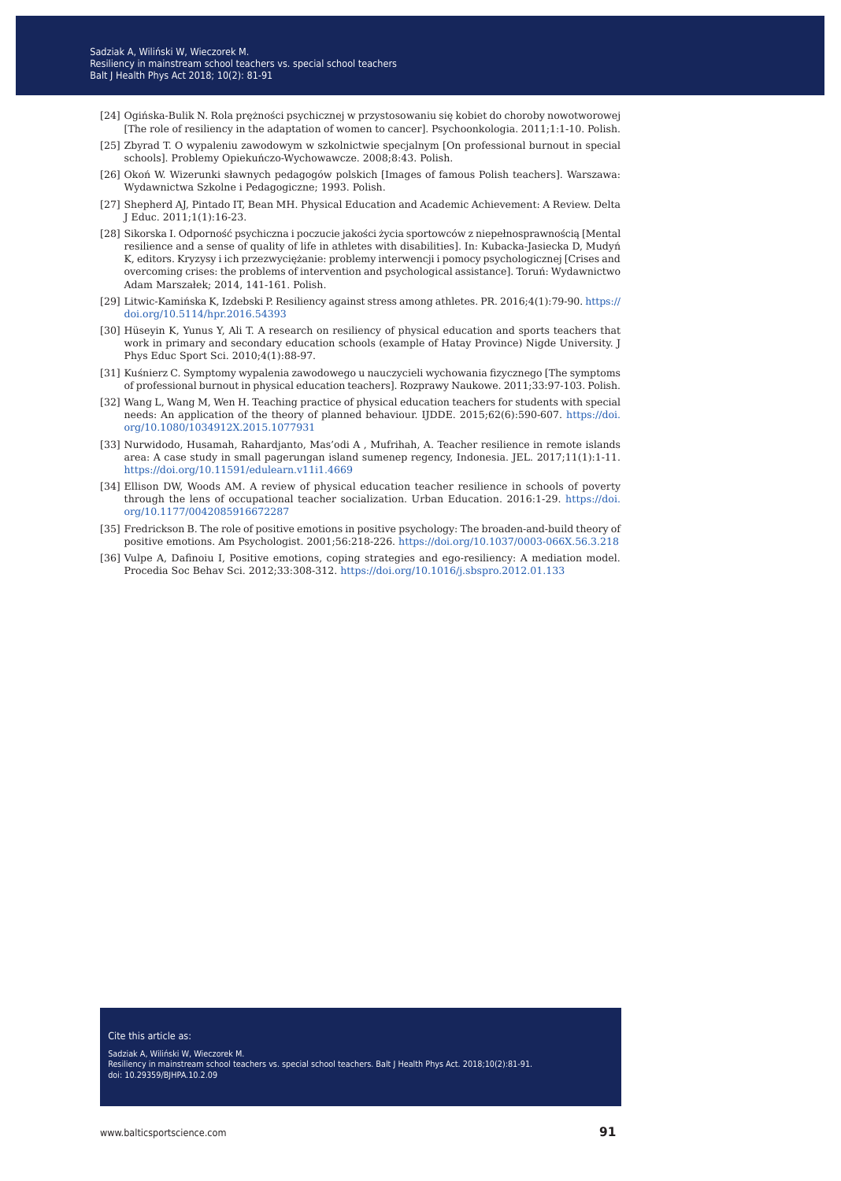[24] Ogińska-Bulik N. Rola prężności psychicznej w przystosowaniu się kobiet do choroby nowotworowej [The role of resiliency in the adaptation of women to cancer]. Psychoonkologia. 2011;1:1-10. Polish.

[25] Zbyrad T. O wypaleniu zawodowym w szkolnictwie specjalnym [On professional burnout in special schools]. Problemy Opiekuńczo-Wychowawcze. 2008;8:43. Polish.

[26] Okoń W. Wizerunki sławnych pedagogów polskich [Images of famous Polish teachers]. Warszawa: Wydawnictwa Szkolne i Pedagogiczne; 1993. Polish.

[27] Shepherd AJ, Pintado IT, Bean MH. Physical Education and Academic Achievement: A Review. Delta J Educ. 2011;1(1):16-23.

[28] Sikorska I. Odporność psychiczna i poczucie jakości życia sportowców z niepełnosprawnością [Mental resilience and a sense of quality of life in athletes with disabilities]. In: Kubacka-Jasiecka D, Mudyń K, editors. Kryzysy i ich przezwyciężanie: problemy interwencji i pomocy psychologicznej [Crises and overcoming crises: the problems of intervention and psychological assistance]. Toruń: Wydawnictwo Adam Marszałek; 2014, 141-161. Polish.

[29] Litwic-Kamińska K, Izdebski P. Resiliency against stress among athletes. PR. 2016;4(1):79-90. https://doi.org/10.5114/hpr.2016.54393

[30] Hüseyin K, Yunus Y, Ali T. A research on resiliency of physical education and sports teachers that work in primary and secondary education schools (example of Hatay Province) Nigde University. J Phys Educ Sport Sci. 2010;4(1):88-97.

[31] Kuśnierz C. Symptomy wypalenia zawodowego u nauczycieli wychowania fizycznego [The symptoms of professional burnout in physical education teachers]. Rozprawy Naukowe. 2011;33:97-103. Polish.

[32] Wang L, Wang M, Wen H. Teaching practice of physical education teachers for students with special needs: An application of the theory of planned behaviour. IJDDE. 2015;62(6):590-607. https://doi.org/10.1080/1034912X.2015.1077931

[33] Nurwidodo, Husamah, Rahardjanto, Mas'odi A , Mufrihah, A. Teacher resilience in remote islands area: A case study in small pagerungan island sumenep regency, Indonesia. JEL. 2017;11(1):1-11. https://doi.org/10.11591/edulearn.v11i1.4669

[34] Ellison DW, Woods AM. A review of physical education teacher resilience in schools of poverty through the lens of occupational teacher socialization. Urban Education. 2016:1-29. https://doi.org/10.1177/0042085916672287

[35] Fredrickson B. The role of positive emotions in positive psychology: The broaden-and-build theory of positive emotions. Am Psychologist. 2001;56:218-226. https://doi.org/10.1037/0003-066X.56.3.218

[36] Vulpe A, Dafinoiu I, Positive emotions, coping strategies and ego-resiliency: A mediation model. Procedia Soc Behav Sci. 2012;33:308-312. https://doi.org/10.1016/j.sbspro.2012.01.133

Cite this article as:

Sadziak A, Wiliński W, Wieczorek M.
Resiliency in mainstream school teachers vs. special school teachers. Balt J Health Phys Act. 2018;10(2):81-91.
doi: 10.29359/BJHPA.10.2.09